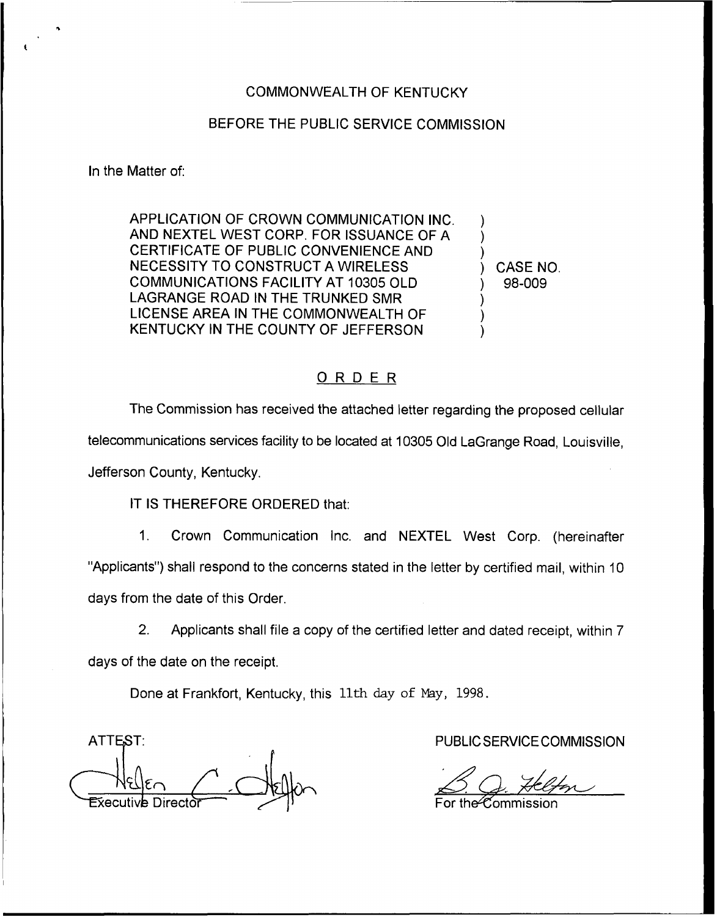COMMONWEALTH OF KENTUCKY

BEFORE THE PUBLIC SERVICE COMMISSION

In the Matter of:

APPLICATION OF CROWN COMMUNICATION INC. AND NEXTEL WEST CORP. FOR ISSUANCE OF A CERTIFICATE OF PUBLIC CONVENIENCE AND NECESSITY TO CONSTRUCT A WIRELESS COMMUNICATIONS FACILITY AT 10305 OLD LAGRANGE ROAD IN THE TRUNKED SMR LICENSE AREA IN THE COMMONWEALTH OF KENTUCKY IN THE COUNTY OF JEFFERSON

) CASE NO. 98-009

## ORDER

The Commission has received the attached letter regarding the proposed cellular telecommunications services facility to be located at 10305 Old LaGrange Road, Louisville, Jefferson County, Kentucky.

IT IS THEREFORE ORDERED that:

1. Crown Communication Inc. and NEXTEL West Corp. (hereinafter "Applicants") shall respond to the concerns stated in the letter by certified mail, within 10 days from the date of this Order.

2. Applicants shall file a copy of the certified letter and dated receipt, within 7 days of the date on the receipt.

Done at Frankfort, Kentucky, this 11th day of May, 1998.

ATTEST:

Executive Director

PUBLIC SERVICE COMMISSION

For the Commission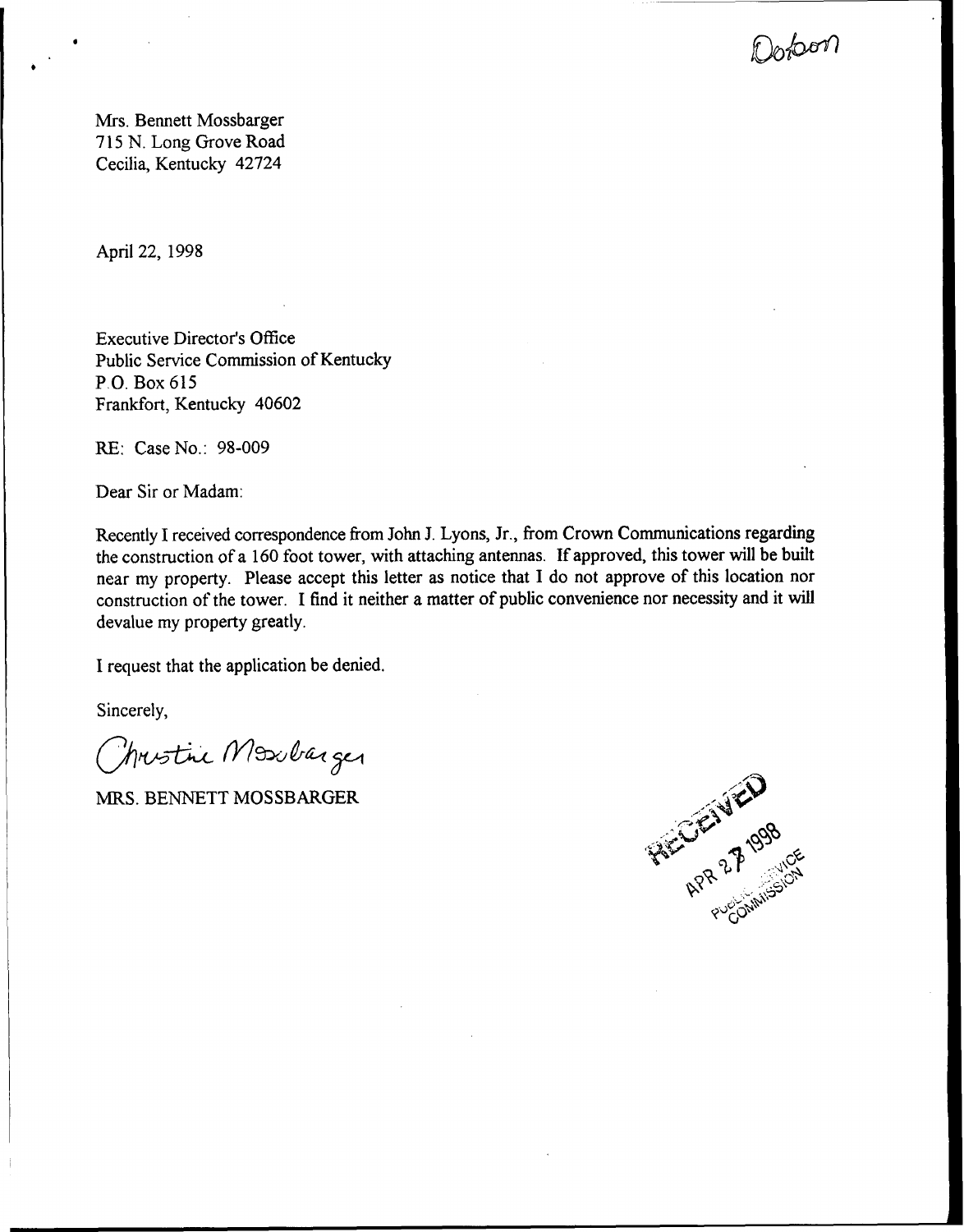Dotson

Mrs. Bennett Mossbarger
715 N. Long Grove Road
Cecilia, Kentucky 42724

April 22, 1998

Executive Director's Office
Public Service Commission of Kentucky
P.O. Box 615
Frankfort, Kentucky 40602

RE: Case No.: 98-009

Dear Sir or Madam:

Recently I received correspondence from John J. Lyons, Jr., from Crown Communications regarding the construction of a 160 foot tower, with attaching antennas. If approved, this tower will be built near my property. Please accept this letter as notice that I do not approve of this location nor construction of the tower. I find it neither a matter of public convenience nor necessity and it will devalue my property greatly.

I request that the application be denied.

Sincerely,

Christine Mossbarger

MRS. BENNETT MOSSBARGER

RECEIVED
APR 27 1998
PUBLIC SERVICE
COMMISSION